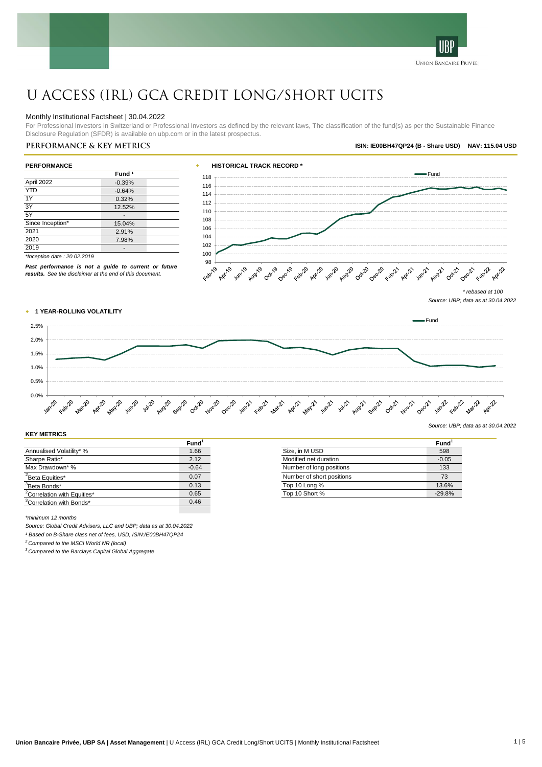# U ACCESS (IRL) GCA CREDIT LONG/SHORT UCITS

Monthly Institutional Factsheet | 30.04.2022

For Professional Investors in Switzerland or Professional Investors as defined by the relevant laws, The classification of the fund(s) as per the Sustainable Finance Disclosure Regulation (SFDR) is available on ubp.com or in the latest prospectus.

## PERFORMANCE & KEY METRICS

**ISIN: IE00BH47QP24 (B - Share USD)    NAV: 115.04 USD**

### PERFORMANCE

| | Fund [1] |
|---|---|
| April 2022 | -0.39% |
| YTD | -0.64% |
| 1Y | 0.32% |
| 3Y | 12.52% |
| 5Y | - |
| Since Inception* | 15.04% |
| 2021 | 2.91% |
| 2020 | 7.98% |
| 2019 | - |

*\*Inception date : 20.02.2019*

***Past performance is not a guide to current or future results.*** *See the disclaimer at the end of this document.*

### HISTORICAL TRACK RECORD *

*\* rebased at 100*

*Source: UBP; data as at 30.04.2022*

### 1 YEAR-ROLLING VOLATILITY

*Source: UBP; data as at 30.04.2022*

### KEY METRICS

| | Fund [1] |
|---|---|
| Annualised Volatility* % | 1.66 |
| Sharpe Ratio* | 2.12 |
| Max Drawdown* % | -0.64 |
| [2]Beta Equities* | 0.07 |
| [3]Beta Bonds* | 0.13 |
| [2]Correlation with Equities* | 0.65 |
| [3]Correlation with Bonds* | 0.46 |

| | Fund [1] |
|---|---|
| Size, in M USD | 598 |
| Modified net duration | -0.05 |
| Number of long positions | 133 |
| Number of short positions | 73 |
| Top 10 Long % | 13.6% |
| Top 10 Short % | -29.8% |

*\*minimum 12 months*

*Source: Global Credit Advisers, LLC and UBP; data as at 30.04.2022*

*[1] Based on B-Share class net of fees, USD, ISIN:IE00BH47QP24*

*[2] Compared to the MSCI World NR (local)*

*[3] Compared to the Barclays Capital Global Aggregate*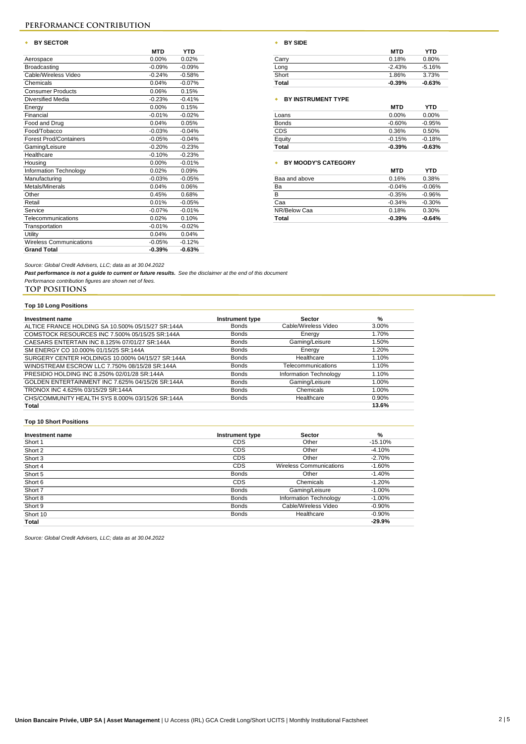## PERFORMANCE CONTRIBUTION

### BY SECTOR

| | MTD | YTD |
|---|---|---|
| Aerospace | 0.00% | 0.02% |
| Broadcasting | -0.09% | -0.09% |
| Cable/Wireless Video | -0.24% | -0.58% |
| Chemicals | 0.04% | -0.07% |
| Consumer Products | 0.06% | 0.15% |
| Diversified Media | -0.23% | -0.41% |
| Energy | 0.00% | 0.15% |
| Financial | -0.01% | -0.02% |
| Food and Drug | 0.04% | 0.05% |
| Food/Tobacco | -0.03% | -0.04% |
| Forest Prod/Containers | -0.05% | -0.04% |
| Gaming/Leisure | -0.20% | -0.23% |
| Healthcare | -0.10% | -0.23% |
| Housing | 0.00% | -0.01% |
| Information Technology | 0.02% | 0.09% |
| Manufacturing | -0.03% | -0.05% |
| Metals/Minerals | 0.04% | 0.06% |
| Other | 0.45% | 0.68% |
| Retail | 0.01% | -0.05% |
| Service | -0.07% | -0.01% |
| Telecommunications | 0.02% | 0.10% |
| Transportation | -0.01% | -0.02% |
| Utility | 0.04% | 0.04% |
| Wireless Communications | -0.05% | -0.12% |
| **Grand Total** | **-0.39%** | **-0.63%** |

### BY SIDE

| | MTD | YTD |
|---|---|---|
| Carry | 0.18% | 0.80% |
| Long | -2.43% | -5.16% |
| Short | 1.86% | 3.73% |
| **Total** | **-0.39%** | **-0.63%** |

### BY INSTRUMENT TYPE

| | MTD | YTD |
|---|---|---|
| Loans | 0.00% | 0.00% |
| Bonds | -0.60% | -0.95% |
| CDS | 0.36% | 0.50% |
| Equity | -0.15% | -0.18% |
| **Total** | **-0.39%** | **-0.63%** |

### BY MOODY'S CATEGORY

| | MTD | YTD |
|---|---|---|
| Baa and above | 0.16% | 0.38% |
| Ba | -0.04% | -0.06% |
| B | -0.35% | -0.96% |
| Caa | -0.34% | -0.30% |
| NR/Below Caa | 0.18% | 0.30% |
| **Total** | **-0.39%** | **-0.64%** |

*Source: Global Credit Advisers, LLC; data as at 30.04.2022*

***Past performance is not a guide to current or future results.** See the disclaimer at the end of this document*

*Performance contribution figures are shown net of fees.*

## TOP POSITIONS

### Top 10 Long Positions

| Investment name | Instrument type | Sector | % |
|---|---|---|---|
| ALTICE FRANCE HOLDING SA 10.500% 05/15/27 SR:144A | Bonds | Cable/Wireless Video | 3.00% |
| COMSTOCK RESOURCES INC 7.500% 05/15/25 SR:144A | Bonds | Energy | 1.70% |
| CAESARS ENTERTAIN INC 8.125% 07/01/27 SR:144A | Bonds | Gaming/Leisure | 1.50% |
| SM ENERGY CO 10.000% 01/15/25 SR:144A | Bonds | Energy | 1.20% |
| SURGERY CENTER HOLDINGS 10.000% 04/15/27 SR:144A | Bonds | Healthcare | 1.10% |
| WINDSTREAM ESCROW LLC 7.750% 08/15/28 SR:144A | Bonds | Telecommunications | 1.10% |
| PRESIDIO HOLDING INC 8.250% 02/01/28 SR:144A | Bonds | Information Technology | 1.10% |
| GOLDEN ENTERTAINMENT INC 7.625% 04/15/26 SR:144A | Bonds | Gaming/Leisure | 1.00% |
| TRONOX INC 4.625% 03/15/29 SR:144A | Bonds | Chemicals | 1.00% |
| CHS/COMMUNITY HEALTH SYS 8.000% 03/15/26 SR:144A | Bonds | Healthcare | 0.90% |
| **Total** | | | **13.6%** |

### Top 10 Short Positions

| Investment name | Instrument type | Sector | % |
|---|---|---|---|
| Short 1 | CDS | Other | -15.10% |
| Short 2 | CDS | Other | -4.10% |
| Short 3 | CDS | Other | -2.70% |
| Short 4 | CDS | Wireless Communications | -1.60% |
| Short 5 | Bonds | Other | -1.40% |
| Short 6 | CDS | Chemicals | -1.20% |
| Short 7 | Bonds | Gaming/Leisure | -1.00% |
| Short 8 | Bonds | Information Technology | -1.00% |
| Short 9 | Bonds | Cable/Wireless Video | -0.90% |
| Short 10 | Bonds | Healthcare | -0.90% |
| **Total** | | | **-29.9%** |

*Source: Global Credit Advisers, LLC; data as at 30.04.2022*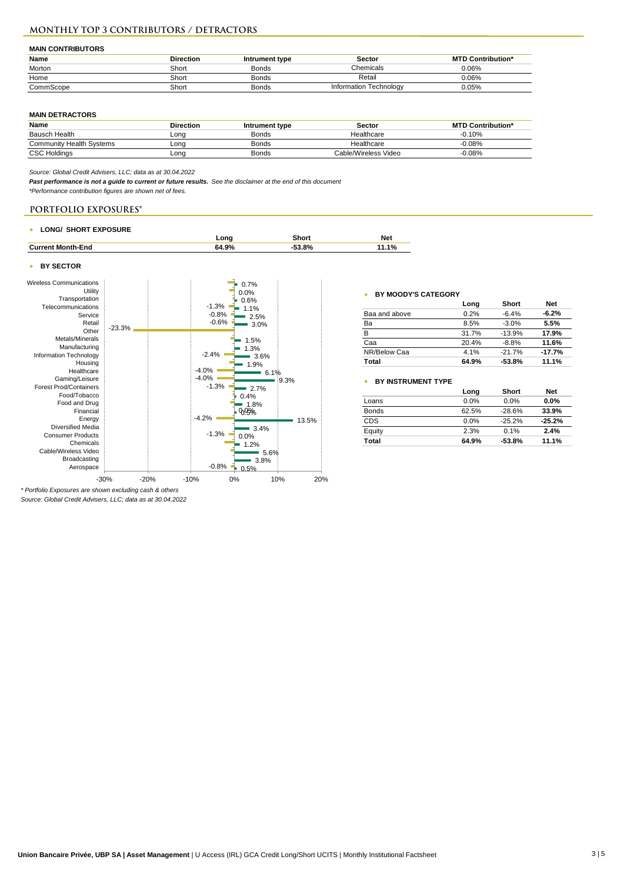## MONTHLY TOP 3 CONTRIBUTORS / DETRACTORS

**MAIN CONTRIBUTORS**

| Name | Direction | Intrument type | Sector | MTD Contribution* |
|---|---|---|---|---|
| Morton | Short | Bonds | Chemicals | 0.06% |
| Home | Short | Bonds | Retail | 0.06% |
| CommScope | Short | Bonds | Information Technology | 0.05% |

**MAIN DETRACTORS**

| Name | Direction | Intrument type | Sector | MTD Contribution* |
|---|---|---|---|---|
| Bausch Health | Long | Bonds | Healthcare | -0.10% |
| Community Health Systems | Long | Bonds | Healthcare | -0.08% |
| CSC Holdings | Long | Bonds | Cable/Wireless Video | -0.08% |

*Source: Global Credit Advisers, LLC; data as at 30.04.2022*

***Past performance is not a guide to current or future results.*** *See the disclaimer at the end of this document*

*\*Performance contribution figures are shown net of fees.*

## PORTFOLIO EXPOSURES*

- **LONG/ SHORT EXPOSURE**

| | Long | Short | Net |
|---|---|---|---|
| **Current Month-End** | 64.9% | -53.8% | 11.1% |

- **BY SECTOR**

| Sector | Short | Long |
|---|---|---|
| Wireless Communications | | 0.7% |
| Utility | | 0.0% |
| Transportation | | 0.6% |
| Telecommunications | -1.3% | 1.1% |
| Service | -0.8% | 2.5% |
| Retail | -0.6% | 3.0% |
| Other | -23.3% | |
| Metals/Minerals | | 1.5% |
| Manufacturing | | 1.3% |
| Information Technology | -2.4% | 3.6% |
| Housing | | 1.9% |
| Healthcare | -4.0% | 6.1% |
| Gaming/Leisure | -4.0% | 9.3% |
| Forest Prod/Containers | -1.3% | 2.7% |
| Food/Tobacco | | 0.4% |
| Food and Drug | | 1.8% |
| Financial | 0.0% | 0.5% |
| Energy | -4.2% | 13.5% |
| Diversified Media | | 3.4% |
| Consumer Products | -1.3% | 0.0% |
| Chemicals | | 1.2% |
| Cable/Wireless Video | | 5.6% |
| Broadcasting | | 3.8% |
| Aerospace | -0.8% | 0.5% |

- **BY MOODY'S CATEGORY**

| | Long | Short | Net |
|---|---|---|---|
| Baa and above | 0.2% | -6.4% | **-6.2%** |
| Ba | 8.5% | -3.0% | **5.5%** |
| B | 31.7% | -13.9% | **17.9%** |
| Caa | 20.4% | -8.8% | **11.6%** |
| NR/Below Caa | 4.1% | -21.7% | **-17.7%** |
| **Total** | **64.9%** | **-53.8%** | **11.1%** |

- **BY INSTRUMENT TYPE**

| | Long | Short | Net |
|---|---|---|---|
| Loans | 0.0% | 0.0% | **0.0%** |
| Bonds | 62.5% | -28.6% | **33.9%** |
| CDS | 0.0% | -25.2% | **-25.2%** |
| Equity | 2.3% | 0.1% | **2.4%** |
| **Total** | **64.9%** | **-53.8%** | **11.1%** |

*\* Portfolio Exposures are shown excluding cash & others*

*Source: Global Credit Advisers, LLC; data as at 30.04.2022*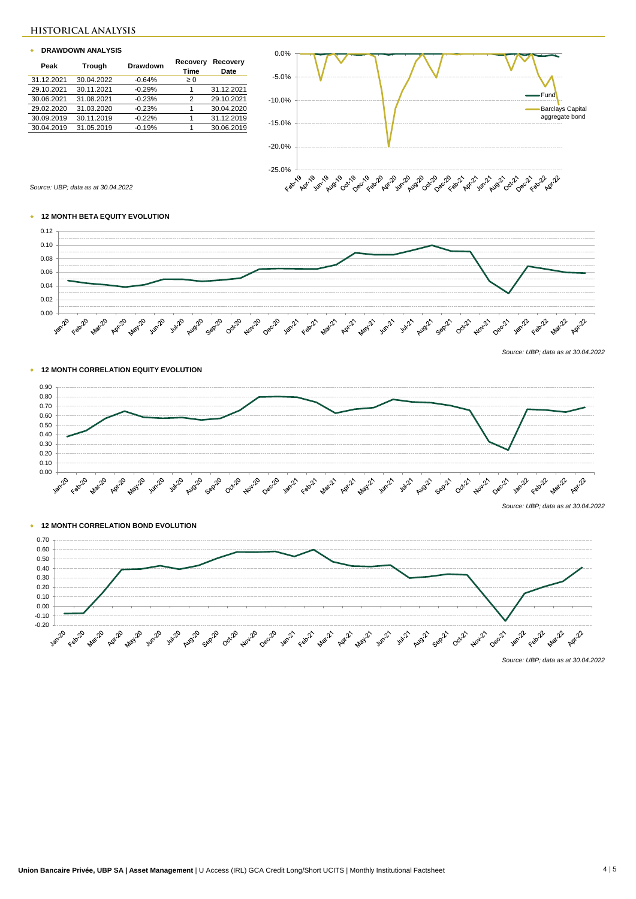## HISTORICAL ANALYSIS

### DRAWDOWN ANALYSIS

| Peak | Trough | Drawdown | Recovery Time | Recovery Date |
|---|---|---|---|---|
| 31.12.2021 | 30.04.2022 | -0.64% | ≥ 0 | |
| 29.10.2021 | 30.11.2021 | -0.29% | 1 | 31.12.2021 |
| 30.06.2021 | 31.08.2021 | -0.23% | 2 | 29.10.2021 |
| 29.02.2020 | 31.03.2020 | -0.23% | 1 | 30.04.2020 |
| 30.09.2019 | 30.11.2019 | -0.22% | 1 | 31.12.2019 |
| 30.04.2019 | 31.05.2019 | -0.19% | 1 | 30.06.2019 |

*Source: UBP; data as at 30.04.2022*

### 12 MONTH BETA EQUITY EVOLUTION

*Source: UBP; data as at 30.04.2022*

### 12 MONTH CORRELATION EQUITY EVOLUTION

*Source: UBP; data as at 30.04.2022*

### 12 MONTH CORRELATION BOND EVOLUTION

*Source: UBP; data as at 30.04.2022*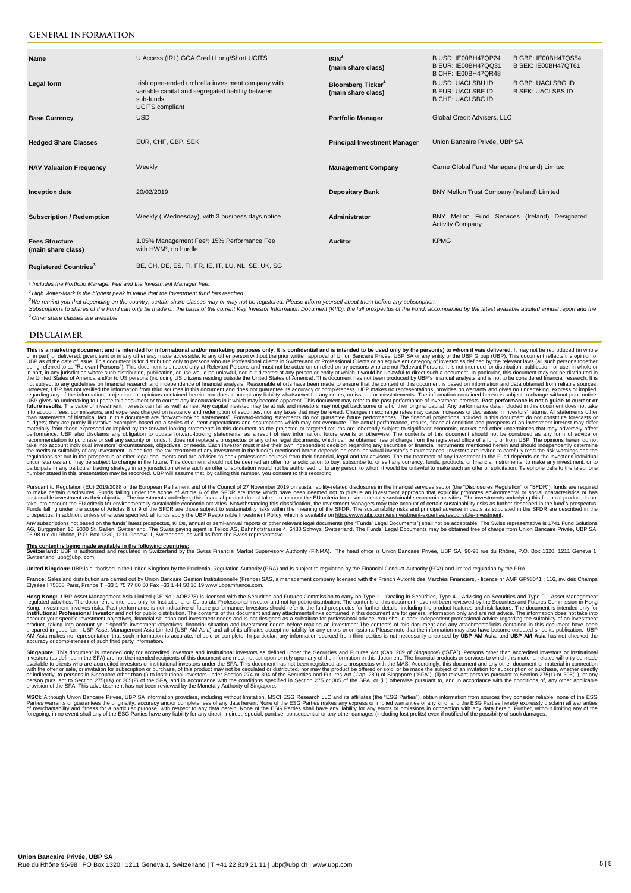## GENERAL INFORMATION

| | | | |
|---|---|---|---|
| **Name** | U Access (IRL) GCA Credit Long/Short UCITS | **ISIN**[4] **(main share class)** | B USD: IE00BH47QP24 B GBP: IE00BH47QS54 B EUR: IE00BH47QQ31 B SEK: IE00BH47QT61 B CHF: IE00BH47QR48 |
| **Legal form** | Irish open-ended umbrella investment company with variable capital and segregated liability between sub-funds. UCITS compliant | **Bloomberg Ticker**[4] **(main share class)** | B USD: UACLSBU ID B GBP: UACLSBG ID B EUR: UACLSBE ID B SEK: UACLSBS ID B CHF: UACLSBC ID |
| **Base Currency** | USD | **Portfolio Manager** | Global Credit Advisers, LLC |
| **Hedged Share Classes** | EUR, CHF, GBP, SEK | **Principal Investment Manager** | Union Bancaire Privée, UBP SA |
| **NAV Valuation Frequency** | Weekly | **Management Company** | Carne Global Fund Managers (Ireland) Limited |
| **Inception date** | 20/02/2019 | **Depositary Bank** | BNY Mellon Trust Company (Ireland) Limited |
| **Subscription / Redemption** | Weekly ( Wednesday), with 3 business days notice | **Administrator** | BNY Mellon Fund Services (Ireland) Designated Activity Company |
| **Fees Structure (main share class)** | 1.05% Management Fee[1]; 15% Performance Fee with HWM[2], no hurdle | **Auditor** | KPMG |
| **Registered Countries**[3] | BE, CH, DE, ES, FI, FR, IE, IT, LU, NL, SE, UK, SG | | |

*[1] Includes the Portfolio Manager Fee and the Investment Manager Fee.*

*[2] High Water-Mark is the highest peak in value that the investment fund has reached*

*[3] We remind you that depending on the country, certain share classes may or may not be registered. Please inform yourself about them before any subscription.*

*Subscriptions to shares of the Fund can only be made on the basis of the current Key Investor Information Document (KIID), the full prospectus of the Fund, accompanied by the latest available audited annual report and the*

*[4] Other share classes are available*

## DISCLAIMER

**This is a marketing document and is intended for informational and/or marketing purposes only. It is confidential and is intended to be used only by the person(s) to whom it was delivered.** It may not be reproduced (in whole or in part) or delivered, given, sent or in any other way made accessible, to any other person without the prior written approval of Union Bancaire Privée, UBP SA or any entity of the UBP Group (UBP). This document reflects the opinion of UBP as of the date of issue. This document is for distribution only to persons who are Professional clients in Switzerland or Professional Clients or an equivalent category of investor as defined by the relevant laws (all such persons together being referred to as "Relevant Persons"). This document is directed only at Relevant Persons and must not be acted on or relied on by persons who are not Relevant Persons. It is not intended for distribution, publication, or use, in whole or in part, in any jurisdiction where such distribution, publication, or use would be unlawful, nor is it directed at any person or entity at which it would be unlawful to direct such a document. In particular, this document may not be distributed in the United States of America and/or to US persons (including US citizens residing outside the United States of America). This document has not been produced by UBP's financial analysts and is not to be considered financial research. It is not subject to any guidelines on financial research and independence of financial analysis. Reasonable efforts have been made to ensure that the content of this document is based on information and data obtained from reliable sources. However, UBP has not verified the information from third sources in this document and does not guarantee its accuracy or completeness. UBP makes no representations, provides no warranty and gives no undertaking, express or implied, regarding any of the information, projections or opinions contained herein, nor does it accept any liability whatsoever for any errors, omissions or misstatements. The information contained herein is subject to change without prior notice. UBP gives no undertaking to update this document or to correct any inaccuracies in it which may become apparent. This document may refer to the past performance of investment interests. **Past performance is not a guide to current or future results.** The value of investment interests can fall as well as rise. Any capital invested may be at risk and investors may not get back some or all of their original capital. Any performance data included in this document does not take into account fees, commissions, and expenses charged on issuance and redemption of securities, nor any taxes that may be levied. Changes in exchange rates may cause increases or decreases in investors' returns. All statements other than statements of historical fact in this document are "forward-looking statements". Forward-looking statements do not guarantee future performances. The financial projections included in this document do not constitute forecasts or budgets; they are purely illustrative examples based on a series of current expectations and assumptions which may not eventuate. The actual performance, results, financial condition and prospects of an investment interest may differ materially from those expressed or implied by the forward-looking statements in this document as the projected or targeted returns are inherently subject to significant economic, market and other uncertainties that may adversely affect performance. UBP also disclaims any obligation to update forward-looking statements, as a result of new information, future events or otherwise. The contents of this document should not be construed as any form of advice or recommendation to purchase or sell any security or funds. It does not replace a prospectus or any other legal documents, which can be obtained free of charge from the registered office of a fund or from UBP. The opinions herein do not take into account individual investors' circumstances, objectives, or needs. Each investor must make their own independent decision regarding any securities or financial instruments mentioned herein and should independently determine the merits or suitability of any investment. In addition, the tax treatment of any investment in the fund(s) mentioned herein depends on each individual investor's circumstances. Investors are invited to carefully read the risk warnings and the regulations set out in the prospectus or other legal documents and are advised to seek professional counsel from their financial, legal and tax advisors. The tax treatment of any investment in the Fund depends on the investor's individual circumstances and may be subject to change in the future. This document should not be deemed an offer nor a solicitation to buy, subscribe to, or sell any currency, funds, products, or financial instruments, to make any investment, or to participate in any particular trading strategy in any jurisdiction where such an offer or solicitation would not be authorised, or to any person to whom it would be unlawful to make such an offer or solicitation. Telephone calls to the telephone number stated in this presentation may be recorded. UBP will assume that, by calling this number, you consent to this recording.

Pursuant to Regulation (EU) 2019/2088 of the European Parliament and of the Council of 27 November 2019 on sustainability-related disclosures in the financial services sector (the "Disclosures Regulation" or "SFDR"), funds are required to make certain disclosures. Funds falling under the scope of Article 6 of the SFDR are those which have been deemed not to pursue an investment approach that explicitly promotes environmental or social characteristics or has sustainable investment as their objective. The investments underlying this financial product do not take into account the EU criteria for environmentally sustainable economic activities. The investments underlying this financial product do not take into account the EU criteria for environmentally sustainable economic activities. Notwithstanding this classification, the Investment Managers may take account of certain sustainability risks as further described in the fund's prospectus. Funds falling under the scope of Articles 8 or 9 of the SFDR are those subject to sustainability risks within the meaning of the SFDR. The sustainability risks and principal adverse impacts as stipulated in the SFDR are described in the prospectus. In addition, unless otherwise specified, all funds apply the UBP Responsible Investment Policy, which is available on https://www.ubp.com/en/investment-expertise/responsible-investment.

Any subscriptions not based on the funds' latest prospectus, KIIDs, annual or semi-annual reports or other relevant legal documents (the "Funds' Legal Documents") shall not be acceptable. The Swiss representative is 1741 Fund Solutions AG, Burggraben 16, 9000 St. Gallen, Switzerland. The Swiss paying agent is Tellco AG, Bahnhofstrasse 4, 6430 Schwyz, Switzerland. The Funds' Legal Documents may be obtained free of charge from Union Bancaire Privée, UBP SA, 96-98 rue du Rhône, P.O. Box 1320, 1211 Geneva 1, Switzerland, as well as from the Swiss representative.

**This content is being made available in the following countries:**

**Switzerland:** UBP is authorised and regulated in Switzerland by the Swiss Financial Market Supervisory Authority (FINMA). The head office is Union Bancaire Privée, UBP SA, 96-98 rue du Rhône, P.O. Box 1320, 1211 Geneva 1, Switzerland. ubp@ubp..com

**United Kingdom:** UBP is authorised in the United Kingdom by the Prudential Regulation Authority (PRA) and is subject to regulation by the Financial Conduct Authority (FCA) and limited regulation by the PRA.

**France:** Sales and distribution are carried out by Union Bancaire Gestion Institutionnelle (France) SAS, a management company licensed with the French Autorité des Marchés Financiers, - licence n° AMF GP98041 ; 116, av. des Champs Elysées l 75008 Paris, France T +33 1 75 77 80 80 Fax +33 1 44 50 16 19 www.ubpamfrance.com.

**Hong Kong:** UBP Asset Management Asia Limited (CE No.: AOB278) is licensed with the Securities and Futures Commission to carry on Type 1 – Dealing in Securities, Type 4 – Advising on Securities and Type 9 – Asset Management regulated activities. The document is intended only for Institutional or Corporate Professional Investor and not for public distribution. The contents of this document have not been reviewed by the Securities and Futures Commission in Hong Kong. Investment involves risks. Past performance is not indicative of future performance. Investors should refer to the fund prospectus for further details, including the product features and risk factors. The document is intended only for **Institutional Professional Investor** and not for public distribution. The contents of this document and any attachments/links contained in this document are for general information only and are not advice. The information does not take into account your specific investment objectives, financial situation and investment needs and is not designed as a substitute for professional advice. You should seek independent professional advice regarding the suitability of an investment product, taking into account your specific investment objectives, financial situation and investment needs before making an investment.The contents of this document and any attachments/links contained in this document have been prepared in good faith. UBP Asset Management Asia Limited (UBP AM Asia) and all of its affiliates accept no liability for any errors or omissions. Please note that the information may also have become outdated since its publication. UBP AM Asia makes no representation that such information is accurate, reliable or complete. In particular, any information sourced from third parties is not necessarily endorsed by **UBP AM Asia**, and **UBP AM Asia** has not checked the accuracy or completeness of such third party information.

**Singapore:** This document is intended only for accredited investors and institutional investors as defined under the Securities and Futures Act (Cap. 289 of Singapore) ("SFA"). Persons other than accredited investors or institutional investors (as defined in the SFA) are not the intended recipients of this document and must not act upon or rely upon any of the information in this document. The financial products or services to which this material relates will only be made available to clients who are accredited investors or institutional investors under the SFA. This document has not been registered as a prospectus with the MAS. Accordingly, this document and any other document or material in connection with the offer or sale, or invitation for subscription or purchase, of this product may not be circulated or distributed, nor may the product be offered or sold, or be made the subject of an invitation for subscription or purchase, whether directly or indirectly, to persons in Singapore other than (i) to institutional investors under Section 274 or 304 of the Securities and Futures Act (Cap. 289) of Singapore ("SFA"), (ii) to relevant persons pursuant to Section 275(1) or 305(1), or any person pursuant to Section 275(1A) or 305(2) of the SFA, and in accordance with the conditions specified in Section 275 or 305 of the SFA, or (iii) otherwise pursuant to, and in accordance with the conditions of, any other applicable provision of the SFA. This advertisement has not been reviewed by the Monetary Authority of Singapore.

**MSCI:** Although Union Bancaire Privée, UBP SA information providers, including without limitation, MSCI ESG Research LLC and its affiliates (the "ESG Parties"), obtain information from sources they consider reliable, none of the ESG Parties warrants or guarantees the originality, accuracy and/or completeness of any data herein. None of the ESG Parties makes any express or implied warranties of any kind, and the ESG Parties hereby expressly disclaim all warranties of merchantability and fitness for a particular purpose, with respect to any data herein. None of the ESG Parties shall have any liability for any errors or omissions in connection with any data herein. Further, without limiting any of the foregoing, in no event shall any of the ESG Parties have any liability for any direct, indirect, special, punitive, consequential or any other damages (including lost profits) even if notified of the possibility of such damages.

**Union Bancaire Privée, UBP SA**
Rue du Rhône 96-98 | PO Box 1320 | 1211 Geneva 1, Switzerland | T +41 22 819 21 11 | ubp@ubp.ch | www.ubp.com